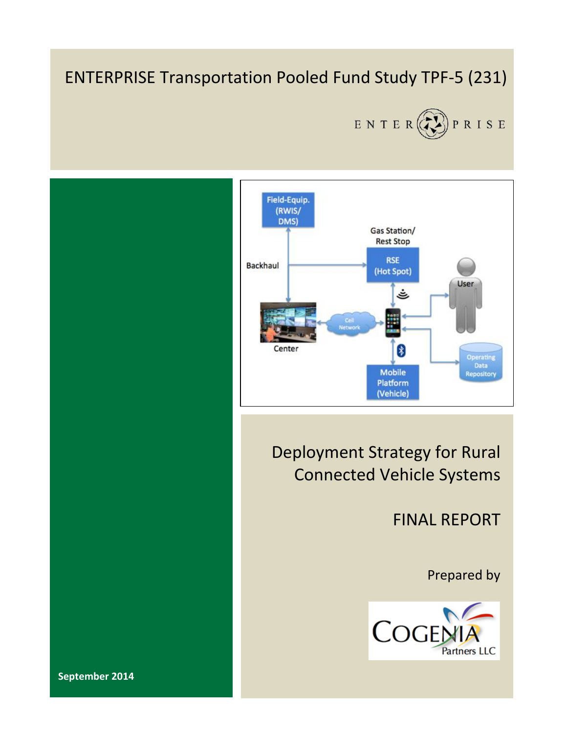# ENTERPRISE Transportation Pooled Fund Study TPF-5 (231)

ENTERPRISE

## Deployment Strategy for Rural Connected Vehicle Systems

## FINAL REPORT

Prepared by

Cogenia Partners LLC

**September 2014**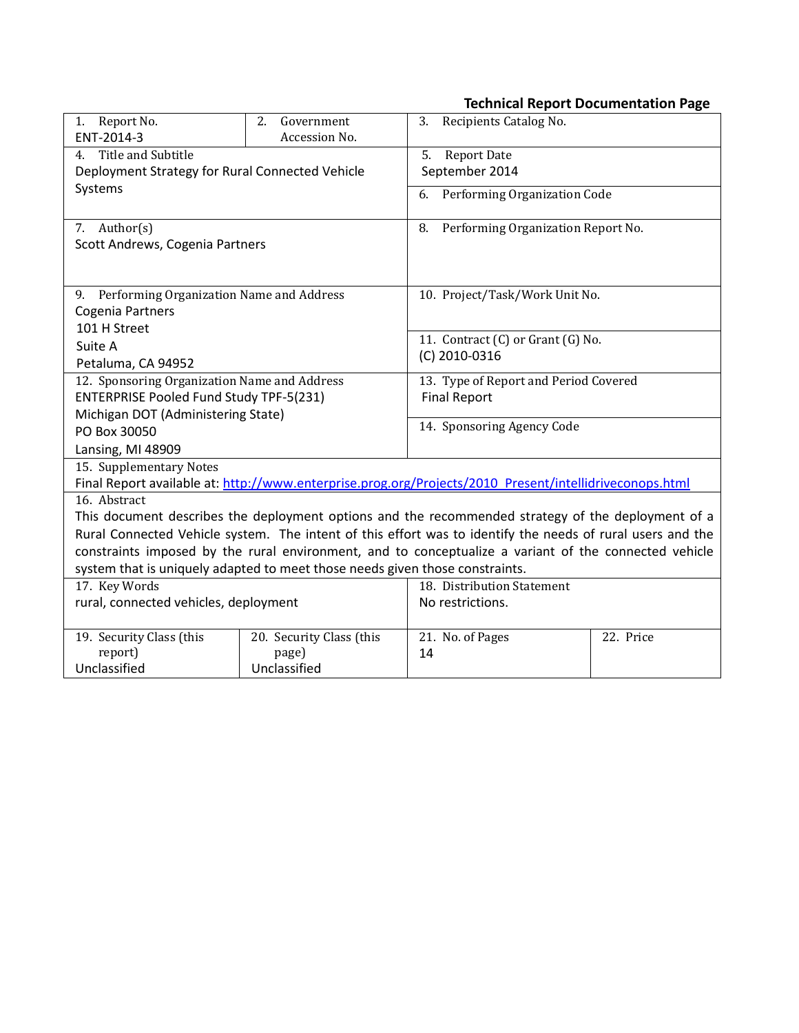**Technical Report Documentation Page**

| 1. Report No. | 2. Government Accession No. | 3. Recipients Catalog No. | |
|---|---|---|---|
| ENT-2014-3 | | | |
| 4. Title and Subtitle<br>Deployment Strategy for Rural Connected Vehicle Systems | | 5. Report Date<br>September 2014 | |
| | | 6. Performing Organization Code | |
| 7. Author(s)<br>Scott Andrews, Cogenia Partners | | 8. Performing Organization Report No. | |
| 9. Performing Organization Name and Address<br>Cogenia Partners<br>101 H Street<br>Suite A<br>Petaluma, CA 94952 | | 10. Project/Task/Work Unit No. | |
| | | 11. Contract (C) or Grant (G) No.<br>(C) 2010-0316 | |
| 12. Sponsoring Organization Name and Address<br>ENTERPRISE Pooled Fund Study TPF-5(231)<br>Michigan DOT (Administering State)<br>PO Box 30050<br>Lansing, MI 48909 | | 13. Type of Report and Period Covered<br>Final Report | |
| | | 14. Sponsoring Agency Code | |
| 15. Supplementary Notes<br>Final Report available at: http://www.enterprise.prog.org/Projects/2010_Present/intellidriveconops.html | | | |
| 16. Abstract<br>This document describes the deployment options and the recommended strategy of the deployment of a Rural Connected Vehicle system. The intent of this effort was to identify the needs of rural users and the constraints imposed by the rural environment, and to conceptualize a variant of the connected vehicle system that is uniquely adapted to meet those needs given those constraints. | | | |
| 17. Key Words<br>rural, connected vehicles, deployment | | 18. Distribution Statement<br>No restrictions. | |
| 19. Security Class (this report)<br>Unclassified | 20. Security Class (this page)<br>Unclassified | 21. No. of Pages<br>14 | 22. Price |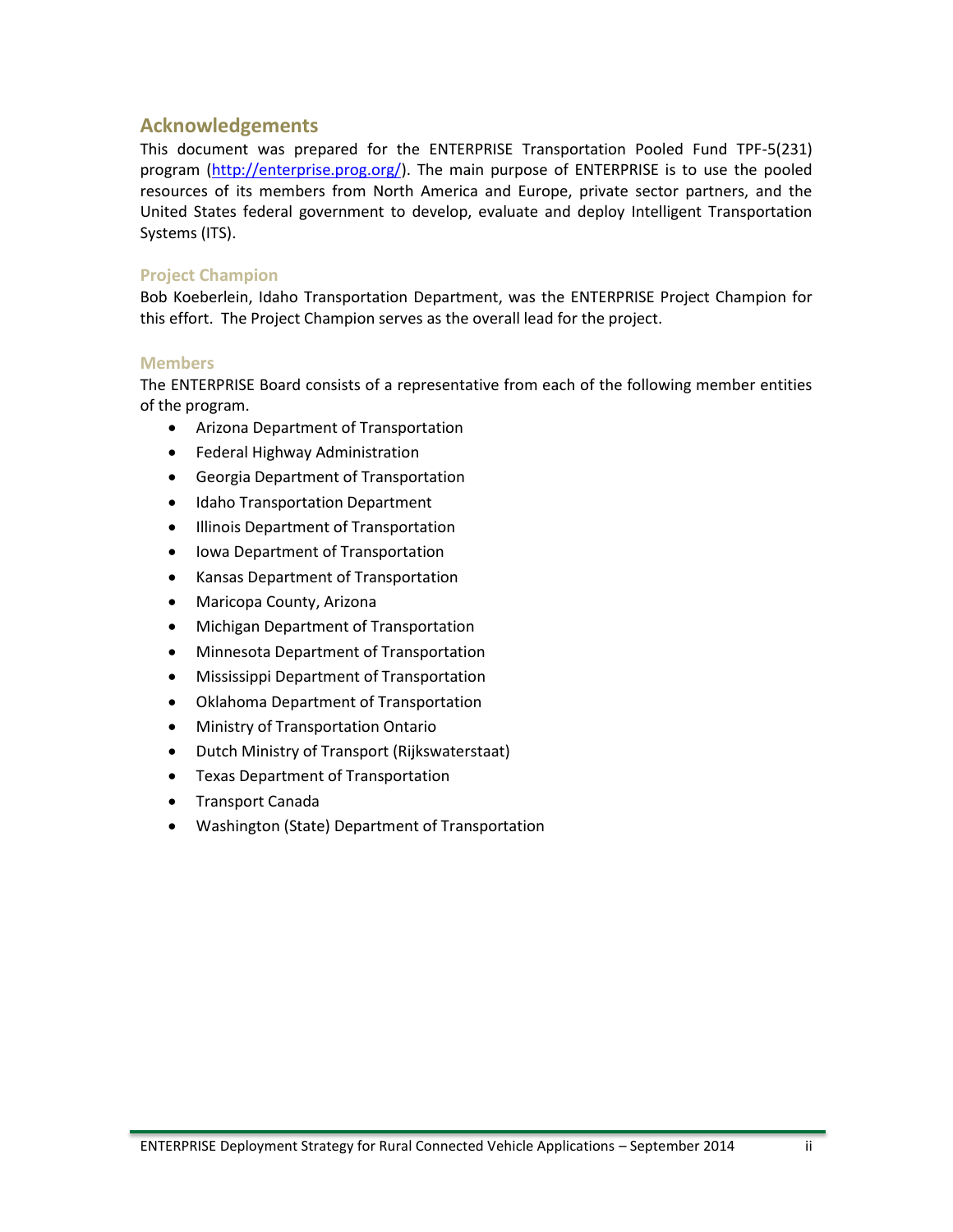## Acknowledgements

This document was prepared for the ENTERPRISE Transportation Pooled Fund TPF-5(231) program (http://enterprise.prog.org/). The main purpose of ENTERPRISE is to use the pooled resources of its members from North America and Europe, private sector partners, and the United States federal government to develop, evaluate and deploy Intelligent Transportation Systems (ITS).

### Project Champion

Bob Koeberlein, Idaho Transportation Department, was the ENTERPRISE Project Champion for this effort. The Project Champion serves as the overall lead for the project.

### Members

The ENTERPRISE Board consists of a representative from each of the following member entities of the program.

- Arizona Department of Transportation
- Federal Highway Administration
- Georgia Department of Transportation
- Idaho Transportation Department
- Illinois Department of Transportation
- Iowa Department of Transportation
- Kansas Department of Transportation
- Maricopa County, Arizona
- Michigan Department of Transportation
- Minnesota Department of Transportation
- Mississippi Department of Transportation
- Oklahoma Department of Transportation
- Ministry of Transportation Ontario
- Dutch Ministry of Transport (Rijkswaterstaat)
- Texas Department of Transportation
- Transport Canada
- Washington (State) Department of Transportation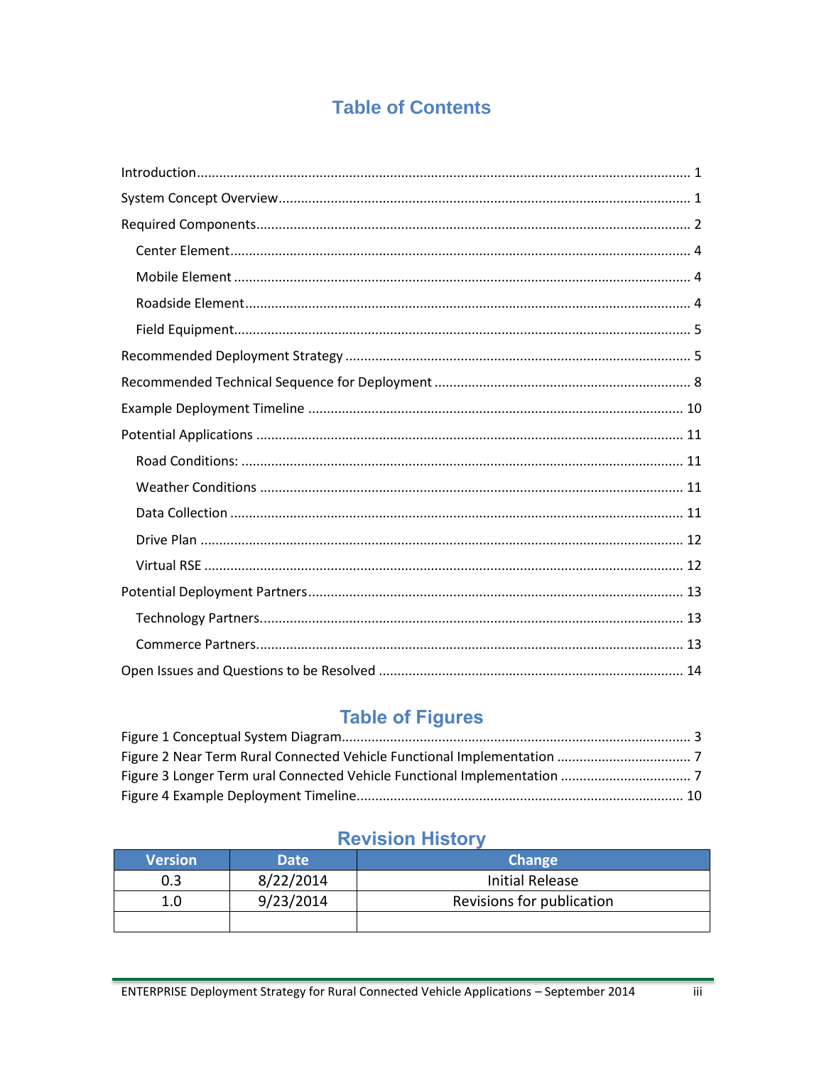# Table of Contents

Introduction .................................................................................................................. 1
System Concept Overview ............................................................................................ 1
Required Components ................................................................................................... 2
  Center Element ........................................................................................................ 4
  Mobile Element ....................................................................................................... 4
  Roadside Element .................................................................................................... 4
  Field Equipment ....................................................................................................... 5
Recommended Deployment Strategy ........................................................................... 5
Recommended Technical Sequence for Deployment .................................................... 8
Example Deployment Timeline .................................................................................. 10
Potential Applications ................................................................................................. 11
  Road Conditions: .................................................................................................... 11
  Weather Conditions ............................................................................................... 11
  Data Collection ....................................................................................................... 11
  Drive Plan ............................................................................................................... 12
  Virtual RSE ............................................................................................................. 12
Potential Deployment Partners ................................................................................... 13
  Technology Partners ............................................................................................... 13
  Commerce Partners ................................................................................................ 13
Open Issues and Questions to be Resolved ................................................................ 14

## Table of Figures

Figure 1 Conceptual System Diagram ........................................................................... 3
Figure 2 Near Term Rural Connected Vehicle Functional Implementation .................... 7
Figure 3 Longer Term ural Connected Vehicle Functional Implementation ................... 7
Figure 4 Example Deployment Timeline ...................................................................... 10

## Revision History

| Version | Date | Change |
|---|---|---|
| 0.3 | 8/22/2014 | Initial Release |
| 1.0 | 9/23/2014 | Revisions for publication |
| | | |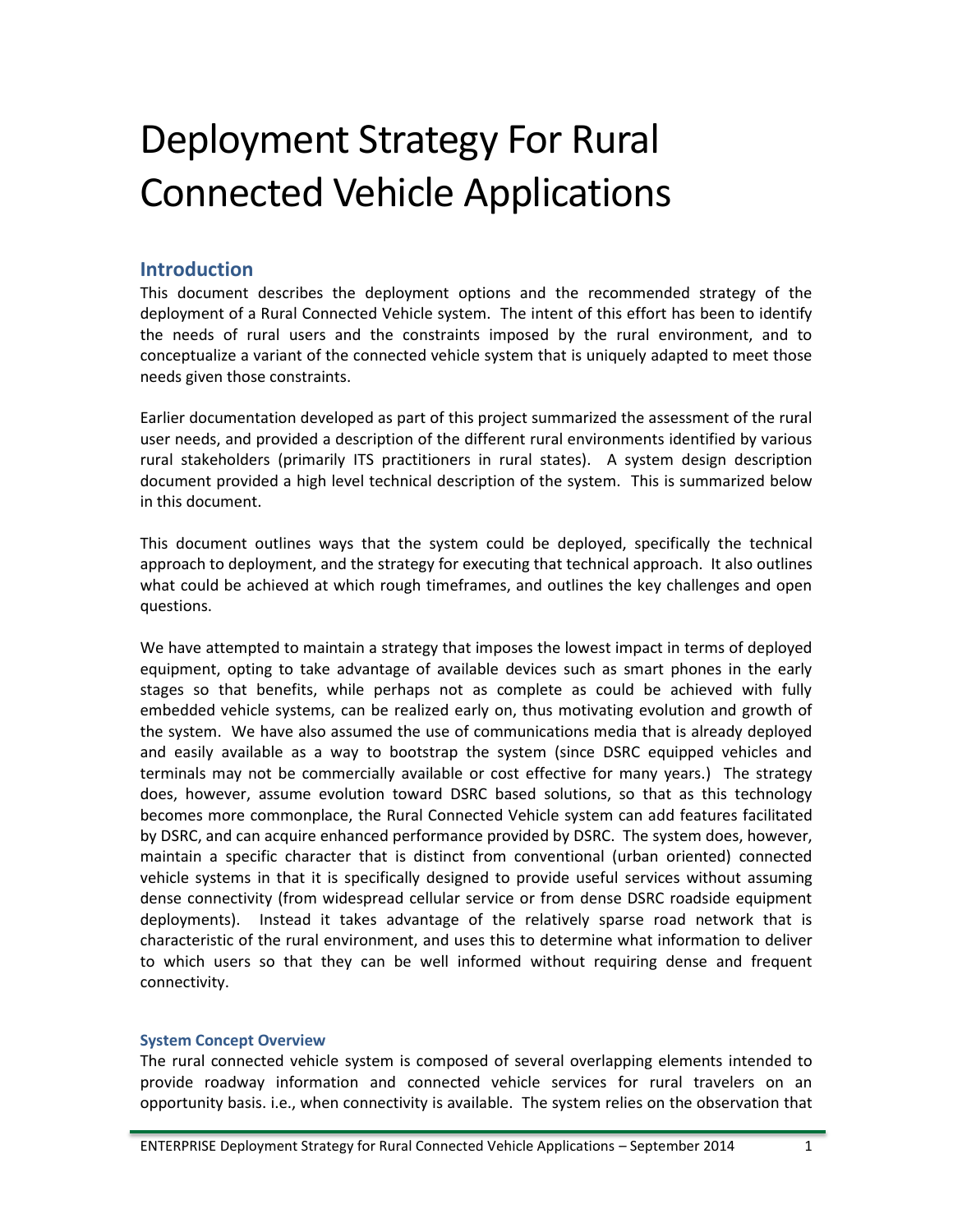# Deployment Strategy For Rural Connected Vehicle Applications

## Introduction

This document describes the deployment options and the recommended strategy of the deployment of a Rural Connected Vehicle system. The intent of this effort has been to identify the needs of rural users and the constraints imposed by the rural environment, and to conceptualize a variant of the connected vehicle system that is uniquely adapted to meet those needs given those constraints.

Earlier documentation developed as part of this project summarized the assessment of the rural user needs, and provided a description of the different rural environments identified by various rural stakeholders (primarily ITS practitioners in rural states). A system design description document provided a high level technical description of the system. This is summarized below in this document.

This document outlines ways that the system could be deployed, specifically the technical approach to deployment, and the strategy for executing that technical approach. It also outlines what could be achieved at which rough timeframes, and outlines the key challenges and open questions.

We have attempted to maintain a strategy that imposes the lowest impact in terms of deployed equipment, opting to take advantage of available devices such as smart phones in the early stages so that benefits, while perhaps not as complete as could be achieved with fully embedded vehicle systems, can be realized early on, thus motivating evolution and growth of the system. We have also assumed the use of communications media that is already deployed and easily available as a way to bootstrap the system (since DSRC equipped vehicles and terminals may not be commercially available or cost effective for many years.) The strategy does, however, assume evolution toward DSRC based solutions, so that as this technology becomes more commonplace, the Rural Connected Vehicle system can add features facilitated by DSRC, and can acquire enhanced performance provided by DSRC. The system does, however, maintain a specific character that is distinct from conventional (urban oriented) connected vehicle systems in that it is specifically designed to provide useful services without assuming dense connectivity (from widespread cellular service or from dense DSRC roadside equipment deployments). Instead it takes advantage of the relatively sparse road network that is characteristic of the rural environment, and uses this to determine what information to deliver to which users so that they can be well informed without requiring dense and frequent connectivity.

#### System Concept Overview

The rural connected vehicle system is composed of several overlapping elements intended to provide roadway information and connected vehicle services for rural travelers on an opportunity basis. i.e., when connectivity is available. The system relies on the observation that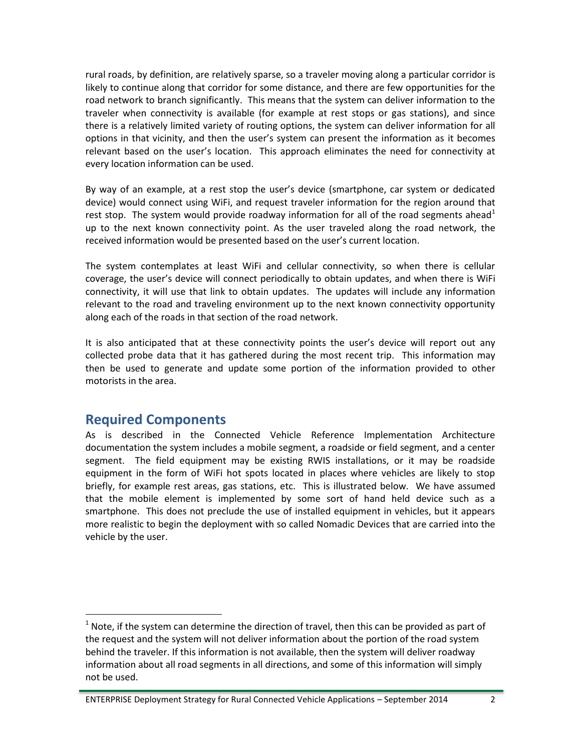rural roads, by definition, are relatively sparse, so a traveler moving along a particular corridor is likely to continue along that corridor for some distance, and there are few opportunities for the road network to branch significantly. This means that the system can deliver information to the traveler when connectivity is available (for example at rest stops or gas stations), and since there is a relatively limited variety of routing options, the system can deliver information for all options in that vicinity, and then the user's system can present the information as it becomes relevant based on the user's location. This approach eliminates the need for connectivity at every location information can be used.

By way of an example, at a rest stop the user's device (smartphone, car system or dedicated device) would connect using WiFi, and request traveler information for the region around that rest stop. The system would provide roadway information for all of the road segments ahead[1] up to the next known connectivity point. As the user traveled along the road network, the received information would be presented based on the user's current location.

The system contemplates at least WiFi and cellular connectivity, so when there is cellular coverage, the user's device will connect periodically to obtain updates, and when there is WiFi connectivity, it will use that link to obtain updates. The updates will include any information relevant to the road and traveling environment up to the next known connectivity opportunity along each of the roads in that section of the road network.

It is also anticipated that at these connectivity points the user's device will report out any collected probe data that it has gathered during the most recent trip. This information may then be used to generate and update some portion of the information provided to other motorists in the area.

## Required Components

As is described in the Connected Vehicle Reference Implementation Architecture documentation the system includes a mobile segment, a roadside or field segment, and a center segment. The field equipment may be existing RWIS installations, or it may be roadside equipment in the form of WiFi hot spots located in places where vehicles are likely to stop briefly, for example rest areas, gas stations, etc. This is illustrated below. We have assumed that the mobile element is implemented by some sort of hand held device such as a smartphone. This does not preclude the use of installed equipment in vehicles, but it appears more realistic to begin the deployment with so called Nomadic Devices that are carried into the vehicle by the user.

---

[1] Note, if the system can determine the direction of travel, then this can be provided as part of the request and the system will not deliver information about the portion of the road system behind the traveler. If this information is not available, then the system will deliver roadway information about all road segments in all directions, and some of this information will simply not be used.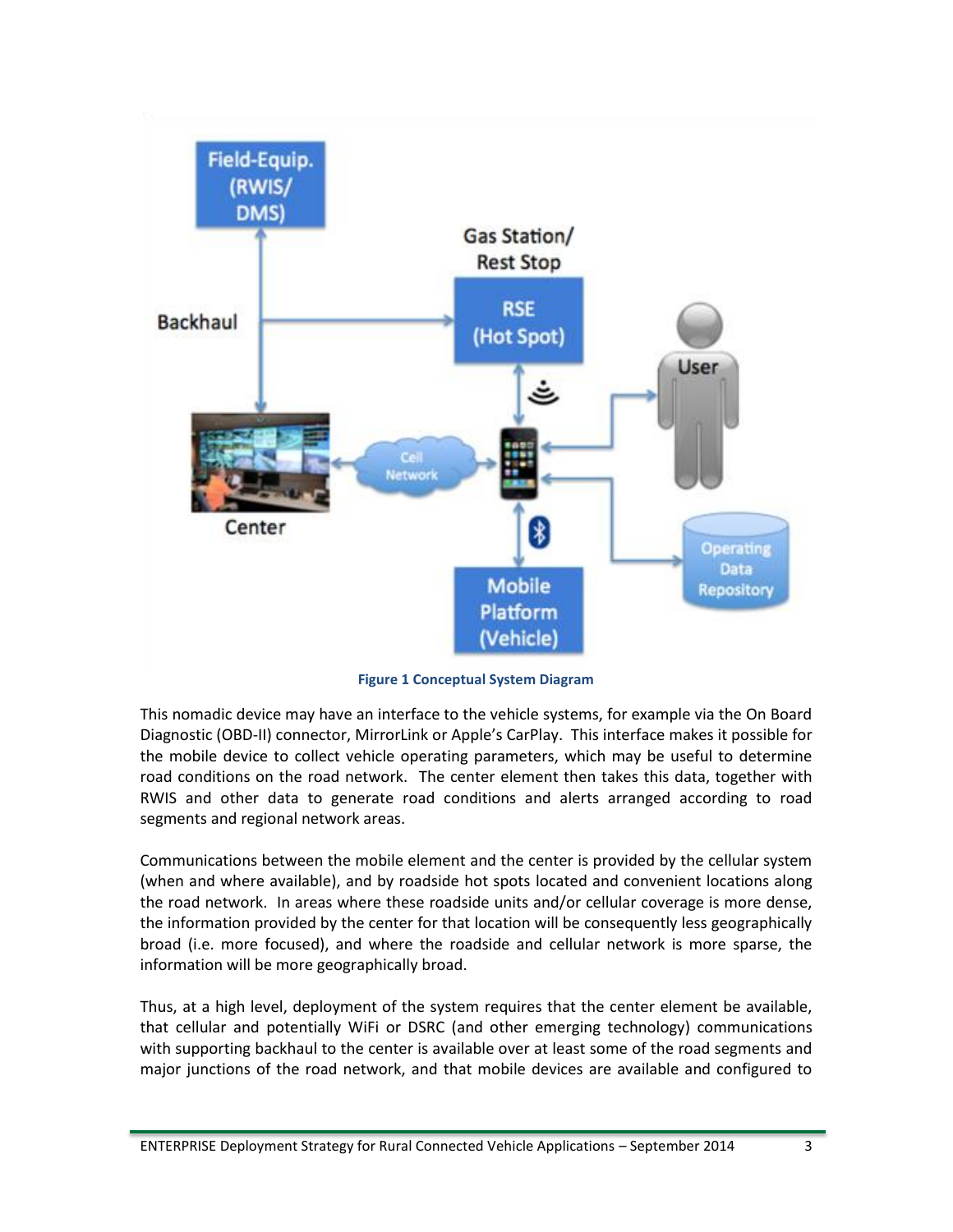Figure 1 Conceptual System Diagram

This nomadic device may have an interface to the vehicle systems, for example via the On Board Diagnostic (OBD-II) connector, MirrorLink or Apple's CarPlay. This interface makes it possible for the mobile device to collect vehicle operating parameters, which may be useful to determine road conditions on the road network. The center element then takes this data, together with RWIS and other data to generate road conditions and alerts arranged according to road segments and regional network areas.

Communications between the mobile element and the center is provided by the cellular system (when and where available), and by roadside hot spots located and convenient locations along the road network. In areas where these roadside units and/or cellular coverage is more dense, the information provided by the center for that location will be consequently less geographically broad (i.e. more focused), and where the roadside and cellular network is more sparse, the information will be more geographically broad.

Thus, at a high level, deployment of the system requires that the center element be available, that cellular and potentially WiFi or DSRC (and other emerging technology) communications with supporting backhaul to the center is available over at least some of the road segments and major junctions of the road network, and that mobile devices are available and configured to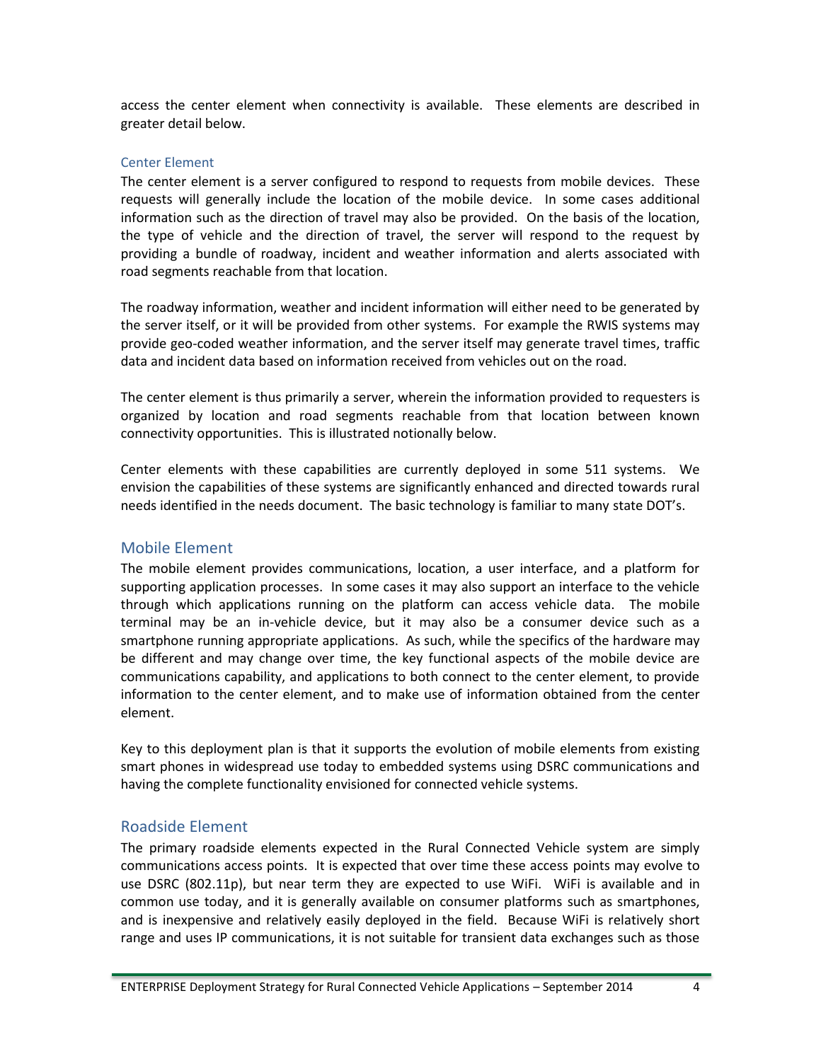access the center element when connectivity is available. These elements are described in greater detail below.

### Center Element

The center element is a server configured to respond to requests from mobile devices. These requests will generally include the location of the mobile device. In some cases additional information such as the direction of travel may also be provided. On the basis of the location, the type of vehicle and the direction of travel, the server will respond to the request by providing a bundle of roadway, incident and weather information and alerts associated with road segments reachable from that location.

The roadway information, weather and incident information will either need to be generated by the server itself, or it will be provided from other systems. For example the RWIS systems may provide geo-coded weather information, and the server itself may generate travel times, traffic data and incident data based on information received from vehicles out on the road.

The center element is thus primarily a server, wherein the information provided to requesters is organized by location and road segments reachable from that location between known connectivity opportunities. This is illustrated notionally below.

Center elements with these capabilities are currently deployed in some 511 systems. We envision the capabilities of these systems are significantly enhanced and directed towards rural needs identified in the needs document. The basic technology is familiar to many state DOT's.

## Mobile Element

The mobile element provides communications, location, a user interface, and a platform for supporting application processes. In some cases it may also support an interface to the vehicle through which applications running on the platform can access vehicle data. The mobile terminal may be an in-vehicle device, but it may also be a consumer device such as a smartphone running appropriate applications. As such, while the specifics of the hardware may be different and may change over time, the key functional aspects of the mobile device are communications capability, and applications to both connect to the center element, to provide information to the center element, and to make use of information obtained from the center element.

Key to this deployment plan is that it supports the evolution of mobile elements from existing smart phones in widespread use today to embedded systems using DSRC communications and having the complete functionality envisioned for connected vehicle systems.

## Roadside Element

The primary roadside elements expected in the Rural Connected Vehicle system are simply communications access points. It is expected that over time these access points may evolve to use DSRC (802.11p), but near term they are expected to use WiFi. WiFi is available and in common use today, and it is generally available on consumer platforms such as smartphones, and is inexpensive and relatively easily deployed in the field. Because WiFi is relatively short range and uses IP communications, it is not suitable for transient data exchanges such as those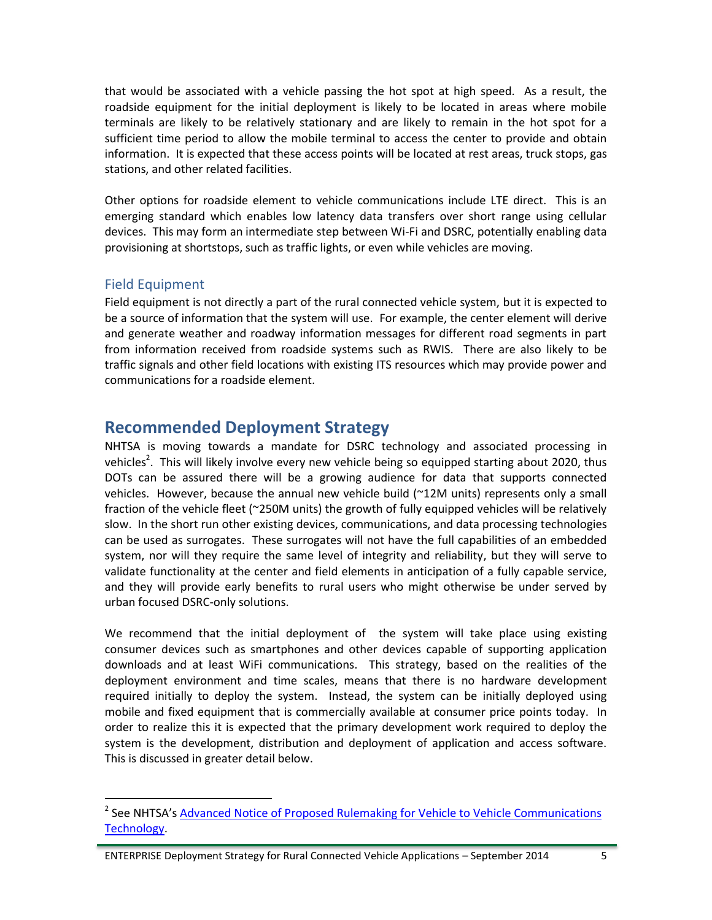that would be associated with a vehicle passing the hot spot at high speed. As a result, the roadside equipment for the initial deployment is likely to be located in areas where mobile terminals are likely to be relatively stationary and are likely to remain in the hot spot for a sufficient time period to allow the mobile terminal to access the center to provide and obtain information. It is expected that these access points will be located at rest areas, truck stops, gas stations, and other related facilities.

Other options for roadside element to vehicle communications include LTE direct. This is an emerging standard which enables low latency data transfers over short range using cellular devices. This may form an intermediate step between Wi-Fi and DSRC, potentially enabling data provisioning at shortstops, such as traffic lights, or even while vehicles are moving.

### Field Equipment

Field equipment is not directly a part of the rural connected vehicle system, but it is expected to be a source of information that the system will use. For example, the center element will derive and generate weather and roadway information messages for different road segments in part from information received from roadside systems such as RWIS. There are also likely to be traffic signals and other field locations with existing ITS resources which may provide power and communications for a roadside element.

## Recommended Deployment Strategy

NHTSA is moving towards a mandate for DSRC technology and associated processing in vehicles[2]. This will likely involve every new vehicle being so equipped starting about 2020, thus DOTs can be assured there will be a growing audience for data that supports connected vehicles. However, because the annual new vehicle build (~12M units) represents only a small fraction of the vehicle fleet (~250M units) the growth of fully equipped vehicles will be relatively slow. In the short run other existing devices, communications, and data processing technologies can be used as surrogates. These surrogates will not have the full capabilities of an embedded system, nor will they require the same level of integrity and reliability, but they will serve to validate functionality at the center and field elements in anticipation of a fully capable service, and they will provide early benefits to rural users who might otherwise be under served by urban focused DSRC-only solutions.

We recommend that the initial deployment of the system will take place using existing consumer devices such as smartphones and other devices capable of supporting application downloads and at least WiFi communications. This strategy, based on the realities of the deployment environment and time scales, means that there is no hardware development required initially to deploy the system. Instead, the system can be initially deployed using mobile and fixed equipment that is commercially available at consumer price points today. In order to realize this it is expected that the primary development work required to deploy the system is the development, distribution and deployment of application and access software. This is discussed in greater detail below.

---

[2] See NHTSA's Advanced Notice of Proposed Rulemaking for Vehicle to Vehicle Communications Technology.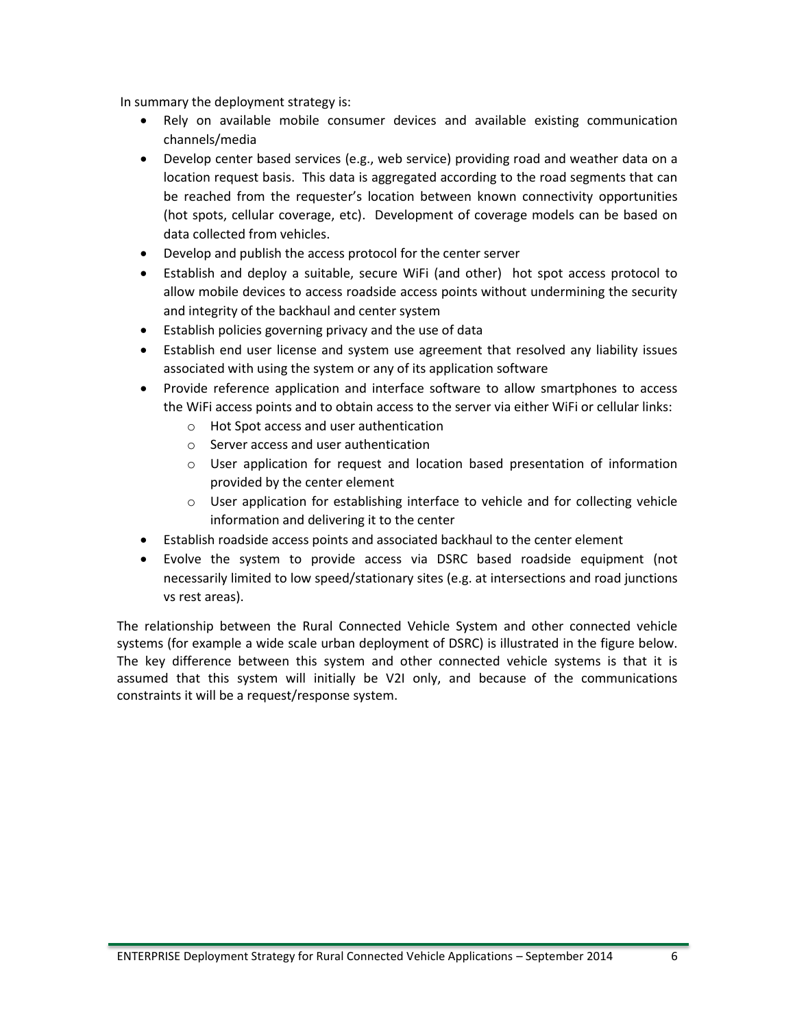In summary the deployment strategy is:

- Rely on available mobile consumer devices and available existing communication channels/media
- Develop center based services (e.g., web service) providing road and weather data on a location request basis. This data is aggregated according to the road segments that can be reached from the requester's location between known connectivity opportunities (hot spots, cellular coverage, etc). Development of coverage models can be based on data collected from vehicles.
- Develop and publish the access protocol for the center server
- Establish and deploy a suitable, secure WiFi (and other) hot spot access protocol to allow mobile devices to access roadside access points without undermining the security and integrity of the backhaul and center system
- Establish policies governing privacy and the use of data
- Establish end user license and system use agreement that resolved any liability issues associated with using the system or any of its application software
- Provide reference application and interface software to allow smartphones to access the WiFi access points and to obtain access to the server via either WiFi or cellular links:
  - Hot Spot access and user authentication
  - Server access and user authentication
  - User application for request and location based presentation of information provided by the center element
  - User application for establishing interface to vehicle and for collecting vehicle information and delivering it to the center
- Establish roadside access points and associated backhaul to the center element
- Evolve the system to provide access via DSRC based roadside equipment (not necessarily limited to low speed/stationary sites (e.g. at intersections and road junctions vs rest areas).

The relationship between the Rural Connected Vehicle System and other connected vehicle systems (for example a wide scale urban deployment of DSRC) is illustrated in the figure below. The key difference between this system and other connected vehicle systems is that it is assumed that this system will initially be V2I only, and because of the communications constraints it will be a request/response system.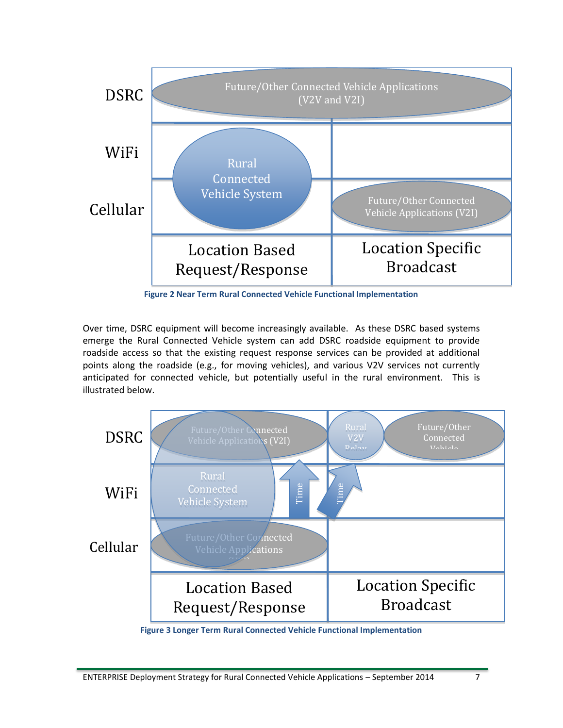Figure 2 Near Term Rural Connected Vehicle Functional Implementation

Over time, DSRC equipment will become increasingly available. As these DSRC based systems emerge the Rural Connected Vehicle system can add DSRC roadside equipment to provide roadside access so that the existing request response services can be provided at additional points along the roadside (e.g., for moving vehicles), and various V2V services not currently anticipated for connected vehicle, but potentially useful in the rural environment. This is illustrated below.

Figure 3 Longer Term Rural Connected Vehicle Functional Implementation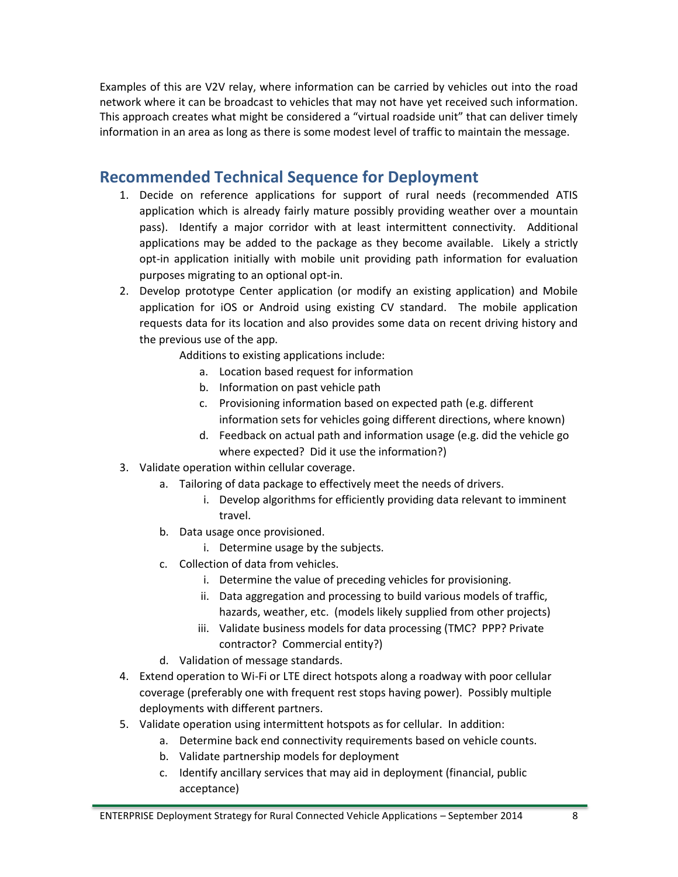Examples of this are V2V relay, where information can be carried by vehicles out into the road network where it can be broadcast to vehicles that may not have yet received such information. This approach creates what might be considered a "virtual roadside unit" that can deliver timely information in an area as long as there is some modest level of traffic to maintain the message.

## Recommended Technical Sequence for Deployment

1. Decide on reference applications for support of rural needs (recommended ATIS application which is already fairly mature possibly providing weather over a mountain pass). Identify a major corridor with at least intermittent connectivity. Additional applications may be added to the package as they become available. Likely a strictly opt-in application initially with mobile unit providing path information for evaluation purposes migrating to an optional opt-in.
2. Develop prototype Center application (or modify an existing application) and Mobile application for iOS or Android using existing CV standard. The mobile application requests data for its location and also provides some data on recent driving history and the previous use of the app.

   Additions to existing applications include:
   a. Location based request for information
   b. Information on past vehicle path
   c. Provisioning information based on expected path (e.g. different information sets for vehicles going different directions, where known)
   d. Feedback on actual path and information usage (e.g. did the vehicle go where expected? Did it use the information?)
3. Validate operation within cellular coverage.
   a. Tailoring of data package to effectively meet the needs of drivers.
      i. Develop algorithms for efficiently providing data relevant to imminent travel.
   b. Data usage once provisioned.
      i. Determine usage by the subjects.
   c. Collection of data from vehicles.
      i. Determine the value of preceding vehicles for provisioning.
      ii. Data aggregation and processing to build various models of traffic, hazards, weather, etc. (models likely supplied from other projects)
      iii. Validate business models for data processing (TMC? PPP? Private contractor? Commercial entity?)
   d. Validation of message standards.
4. Extend operation to Wi-Fi or LTE direct hotspots along a roadway with poor cellular coverage (preferably one with frequent rest stops having power). Possibly multiple deployments with different partners.
5. Validate operation using intermittent hotspots as for cellular. In addition:
   a. Determine back end connectivity requirements based on vehicle counts.
   b. Validate partnership models for deployment
   c. Identify ancillary services that may aid in deployment (financial, public acceptance)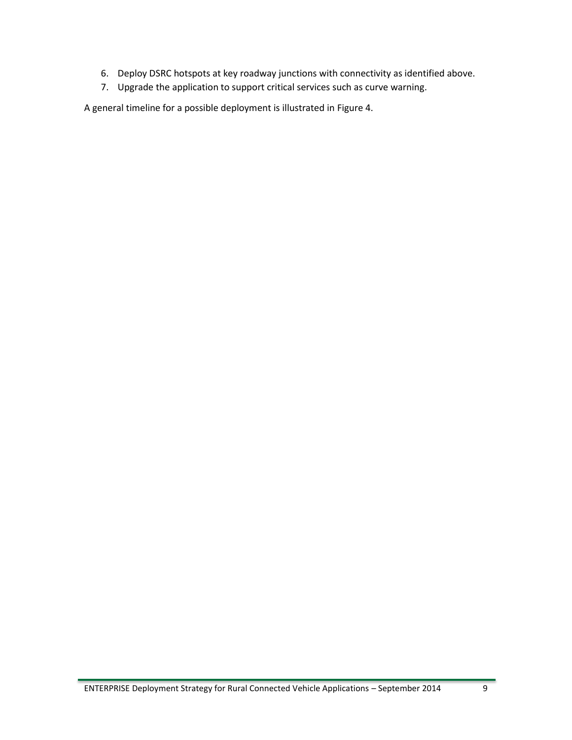6. Deploy DSRC hotspots at key roadway junctions with connectivity as identified above.
7. Upgrade the application to support critical services such as curve warning.

A general timeline for a possible deployment is illustrated in Figure 4.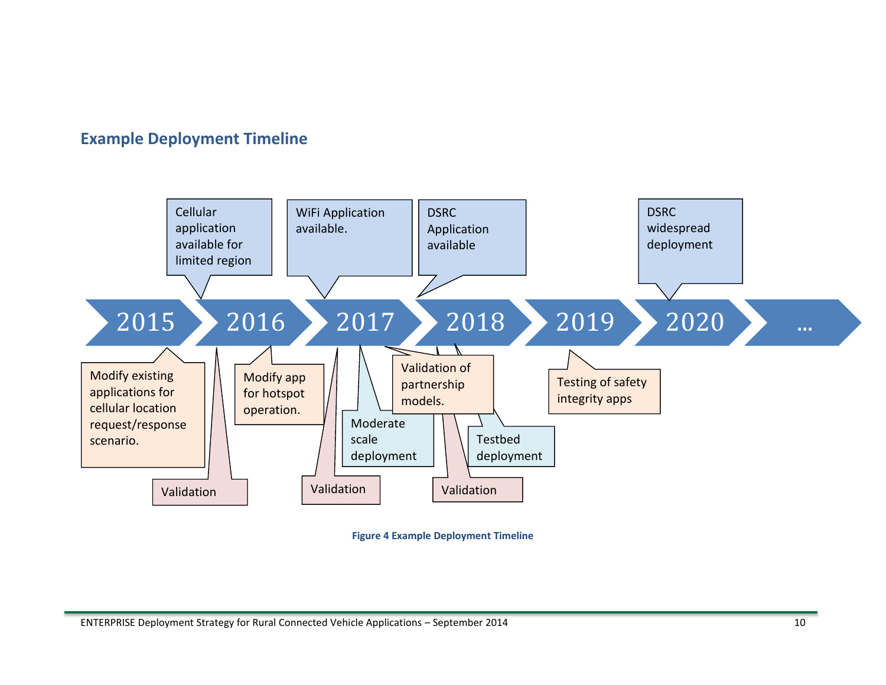## Example Deployment Timeline

2015 → 2016 → 2017 → 2018 → 2019 → 2020 → ...

- 2015: Modify existing applications for cellular location request/response scenario.
- 2016: Cellular application available for limited region
- 2016: Validation
- 2016: Modify app for hotspot operation.
- 2017: WiFi Application available.
- 2017: Validation
- 2017: Moderate scale deployment
- 2017: Validation of partnership models.
- 2018: DSRC Application available
- 2018: Validation
- 2018: Testbed deployment
- 2019: Testing of safety integrity apps
- 2020: DSRC widespread deployment

**Figure 4 Example Deployment Timeline**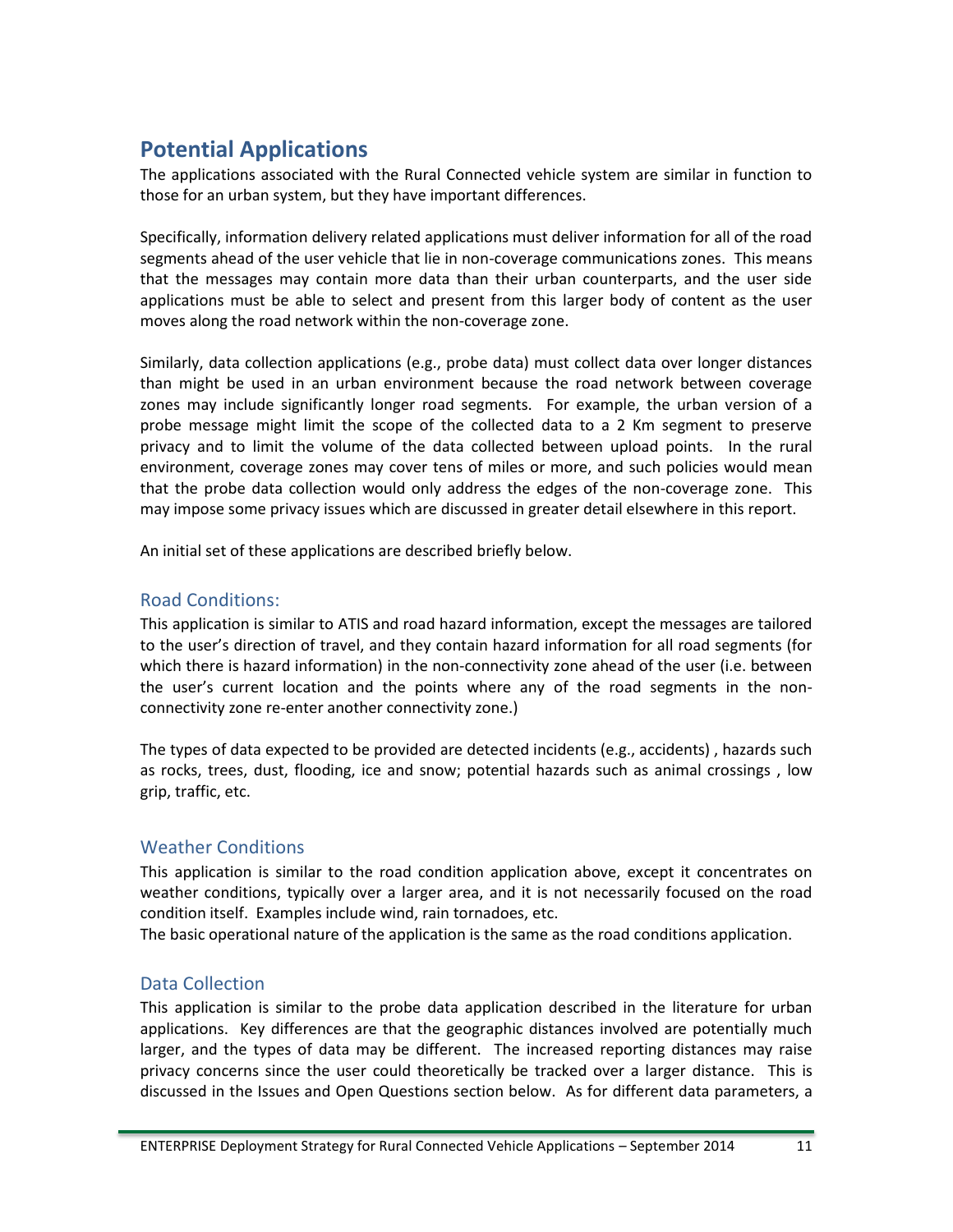## Potential Applications

The applications associated with the Rural Connected vehicle system are similar in function to those for an urban system, but they have important differences.

Specifically, information delivery related applications must deliver information for all of the road segments ahead of the user vehicle that lie in non-coverage communications zones. This means that the messages may contain more data than their urban counterparts, and the user side applications must be able to select and present from this larger body of content as the user moves along the road network within the non-coverage zone.

Similarly, data collection applications (e.g., probe data) must collect data over longer distances than might be used in an urban environment because the road network between coverage zones may include significantly longer road segments. For example, the urban version of a probe message might limit the scope of the collected data to a 2 Km segment to preserve privacy and to limit the volume of the data collected between upload points. In the rural environment, coverage zones may cover tens of miles or more, and such policies would mean that the probe data collection would only address the edges of the non-coverage zone. This may impose some privacy issues which are discussed in greater detail elsewhere in this report.

An initial set of these applications are described briefly below.

### Road Conditions:

This application is similar to ATIS and road hazard information, except the messages are tailored to the user's direction of travel, and they contain hazard information for all road segments (for which there is hazard information) in the non-connectivity zone ahead of the user (i.e. between the user's current location and the points where any of the road segments in the non-connectivity zone re-enter another connectivity zone.)

The types of data expected to be provided are detected incidents (e.g., accidents) , hazards such as rocks, trees, dust, flooding, ice and snow; potential hazards such as animal crossings , low grip, traffic, etc.

### Weather Conditions

This application is similar to the road condition application above, except it concentrates on weather conditions, typically over a larger area, and it is not necessarily focused on the road condition itself. Examples include wind, rain tornadoes, etc.
The basic operational nature of the application is the same as the road conditions application.

### Data Collection

This application is similar to the probe data application described in the literature for urban applications. Key differences are that the geographic distances involved are potentially much larger, and the types of data may be different. The increased reporting distances may raise privacy concerns since the user could theoretically be tracked over a larger distance. This is discussed in the Issues and Open Questions section below. As for different data parameters, a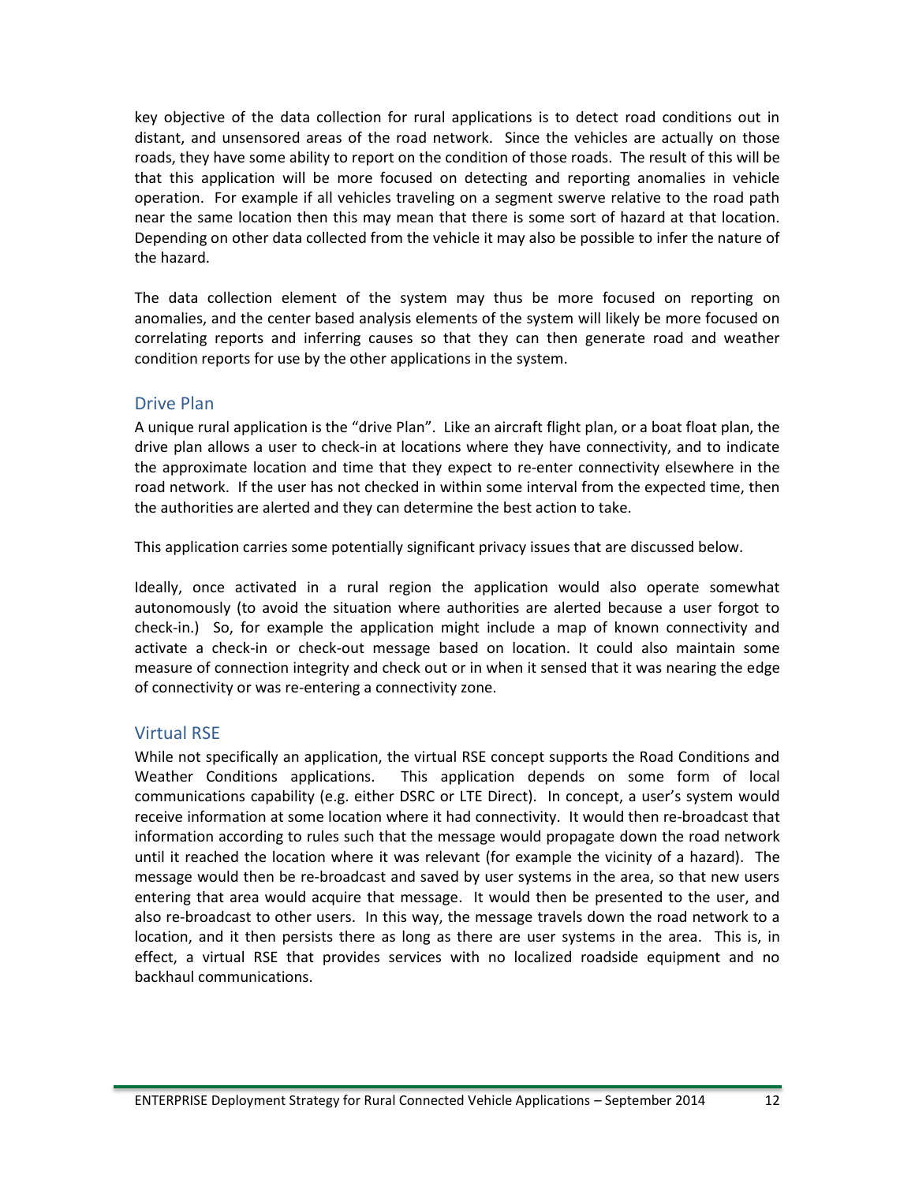key objective of the data collection for rural applications is to detect road conditions out in distant, and unsensored areas of the road network. Since the vehicles are actually on those roads, they have some ability to report on the condition of those roads. The result of this will be that this application will be more focused on detecting and reporting anomalies in vehicle operation. For example if all vehicles traveling on a segment swerve relative to the road path near the same location then this may mean that there is some sort of hazard at that location. Depending on other data collected from the vehicle it may also be possible to infer the nature of the hazard.

The data collection element of the system may thus be more focused on reporting on anomalies, and the center based analysis elements of the system will likely be more focused on correlating reports and inferring causes so that they can then generate road and weather condition reports for use by the other applications in the system.

## Drive Plan

A unique rural application is the "drive Plan". Like an aircraft flight plan, or a boat float plan, the drive plan allows a user to check-in at locations where they have connectivity, and to indicate the approximate location and time that they expect to re-enter connectivity elsewhere in the road network. If the user has not checked in within some interval from the expected time, then the authorities are alerted and they can determine the best action to take.

This application carries some potentially significant privacy issues that are discussed below.

Ideally, once activated in a rural region the application would also operate somewhat autonomously (to avoid the situation where authorities are alerted because a user forgot to check-in.) So, for example the application might include a map of known connectivity and activate a check-in or check-out message based on location. It could also maintain some measure of connection integrity and check out or in when it sensed that it was nearing the edge of connectivity or was re-entering a connectivity zone.

## Virtual RSE

While not specifically an application, the virtual RSE concept supports the Road Conditions and Weather Conditions applications. This application depends on some form of local communications capability (e.g. either DSRC or LTE Direct). In concept, a user's system would receive information at some location where it had connectivity. It would then re-broadcast that information according to rules such that the message would propagate down the road network until it reached the location where it was relevant (for example the vicinity of a hazard). The message would then be re-broadcast and saved by user systems in the area, so that new users entering that area would acquire that message. It would then be presented to the user, and also re-broadcast to other users. In this way, the message travels down the road network to a location, and it then persists there as long as there are user systems in the area. This is, in effect, a virtual RSE that provides services with no localized roadside equipment and no backhaul communications.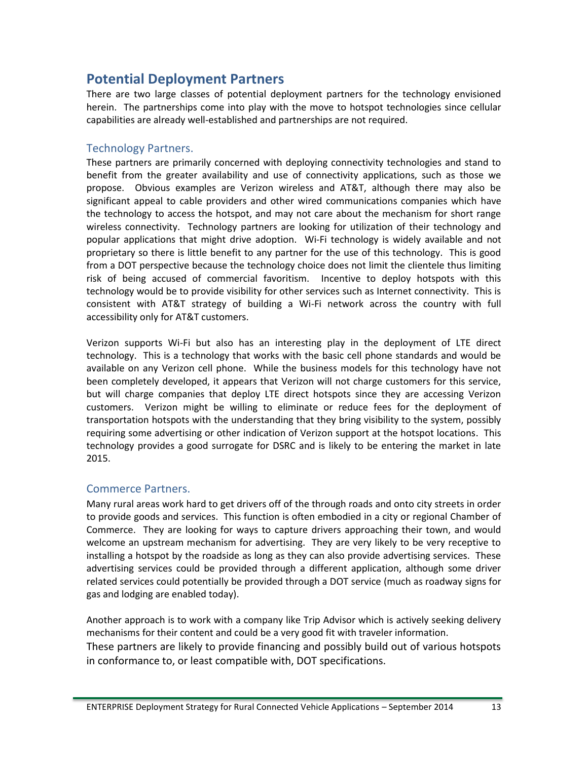## Potential Deployment Partners

There are two large classes of potential deployment partners for the technology envisioned herein. The partnerships come into play with the move to hotspot technologies since cellular capabilities are already well-established and partnerships are not required.

### Technology Partners.

These partners are primarily concerned with deploying connectivity technologies and stand to benefit from the greater availability and use of connectivity applications, such as those we propose. Obvious examples are Verizon wireless and AT&T, although there may also be significant appeal to cable providers and other wired communications companies which have the technology to access the hotspot, and may not care about the mechanism for short range wireless connectivity. Technology partners are looking for utilization of their technology and popular applications that might drive adoption. Wi-Fi technology is widely available and not proprietary so there is little benefit to any partner for the use of this technology. This is good from a DOT perspective because the technology choice does not limit the clientele thus limiting risk of being accused of commercial favoritism. Incentive to deploy hotspots with this technology would be to provide visibility for other services such as Internet connectivity. This is consistent with AT&T strategy of building a Wi-Fi network across the country with full accessibility only for AT&T customers.

Verizon supports Wi-Fi but also has an interesting play in the deployment of LTE direct technology. This is a technology that works with the basic cell phone standards and would be available on any Verizon cell phone. While the business models for this technology have not been completely developed, it appears that Verizon will not charge customers for this service, but will charge companies that deploy LTE direct hotspots since they are accessing Verizon customers. Verizon might be willing to eliminate or reduce fees for the deployment of transportation hotspots with the understanding that they bring visibility to the system, possibly requiring some advertising or other indication of Verizon support at the hotspot locations. This technology provides a good surrogate for DSRC and is likely to be entering the market in late 2015.

### Commerce Partners.

Many rural areas work hard to get drivers off of the through roads and onto city streets in order to provide goods and services. This function is often embodied in a city or regional Chamber of Commerce. They are looking for ways to capture drivers approaching their town, and would welcome an upstream mechanism for advertising. They are very likely to be very receptive to installing a hotspot by the roadside as long as they can also provide advertising services. These advertising services could be provided through a different application, although some driver related services could potentially be provided through a DOT service (much as roadway signs for gas and lodging are enabled today).

Another approach is to work with a company like Trip Advisor which is actively seeking delivery mechanisms for their content and could be a very good fit with traveler information.
These partners are likely to provide financing and possibly build out of various hotspots in conformance to, or least compatible with, DOT specifications.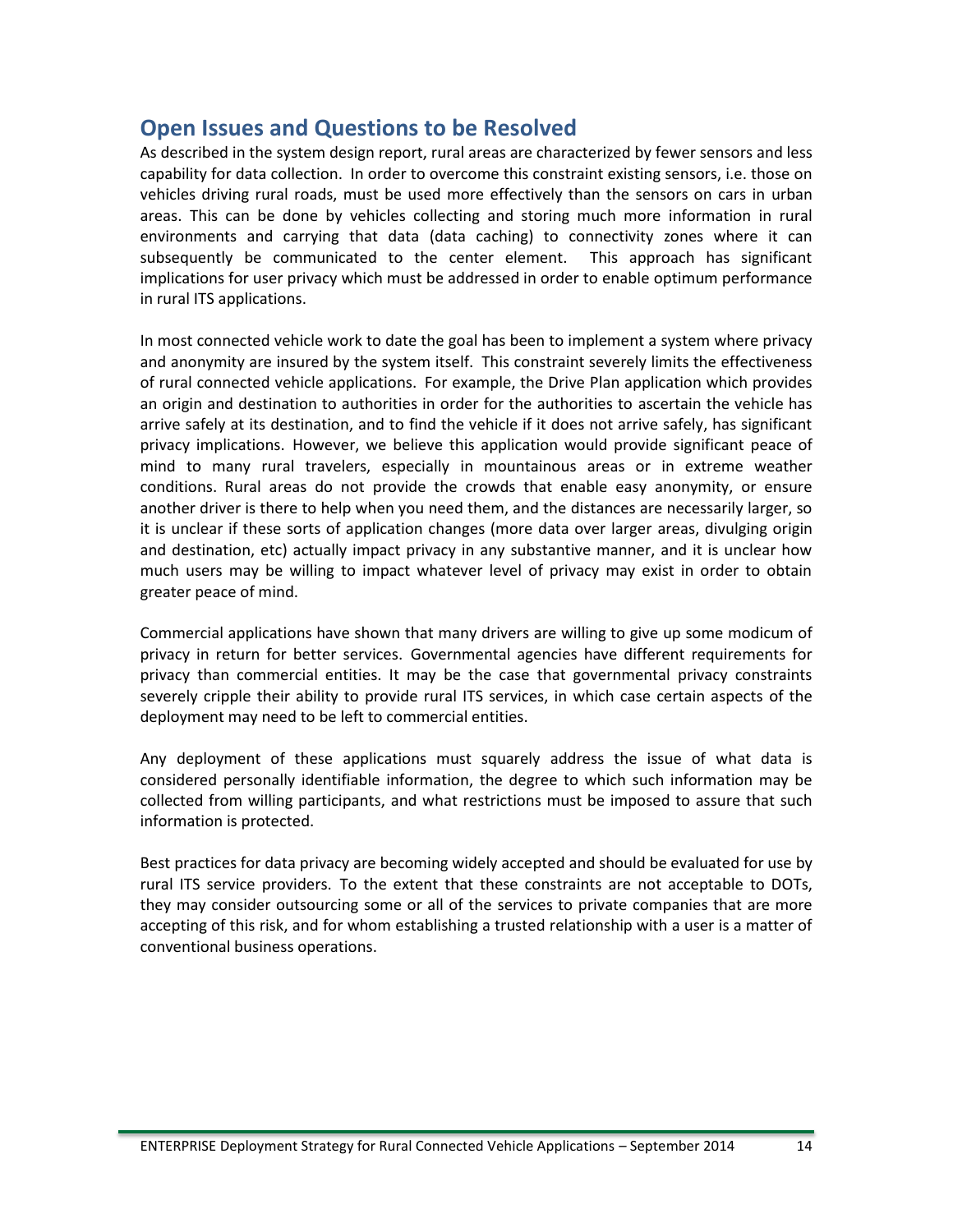## Open Issues and Questions to be Resolved

As described in the system design report, rural areas are characterized by fewer sensors and less capability for data collection. In order to overcome this constraint existing sensors, i.e. those on vehicles driving rural roads, must be used more effectively than the sensors on cars in urban areas. This can be done by vehicles collecting and storing much more information in rural environments and carrying that data (data caching) to connectivity zones where it can subsequently be communicated to the center element. This approach has significant implications for user privacy which must be addressed in order to enable optimum performance in rural ITS applications.

In most connected vehicle work to date the goal has been to implement a system where privacy and anonymity are insured by the system itself. This constraint severely limits the effectiveness of rural connected vehicle applications. For example, the Drive Plan application which provides an origin and destination to authorities in order for the authorities to ascertain the vehicle has arrive safely at its destination, and to find the vehicle if it does not arrive safely, has significant privacy implications. However, we believe this application would provide significant peace of mind to many rural travelers, especially in mountainous areas or in extreme weather conditions. Rural areas do not provide the crowds that enable easy anonymity, or ensure another driver is there to help when you need them, and the distances are necessarily larger, so it is unclear if these sorts of application changes (more data over larger areas, divulging origin and destination, etc) actually impact privacy in any substantive manner, and it is unclear how much users may be willing to impact whatever level of privacy may exist in order to obtain greater peace of mind.

Commercial applications have shown that many drivers are willing to give up some modicum of privacy in return for better services. Governmental agencies have different requirements for privacy than commercial entities. It may be the case that governmental privacy constraints severely cripple their ability to provide rural ITS services, in which case certain aspects of the deployment may need to be left to commercial entities.

Any deployment of these applications must squarely address the issue of what data is considered personally identifiable information, the degree to which such information may be collected from willing participants, and what restrictions must be imposed to assure that such information is protected.

Best practices for data privacy are becoming widely accepted and should be evaluated for use by rural ITS service providers. To the extent that these constraints are not acceptable to DOTs, they may consider outsourcing some or all of the services to private companies that are more accepting of this risk, and for whom establishing a trusted relationship with a user is a matter of conventional business operations.